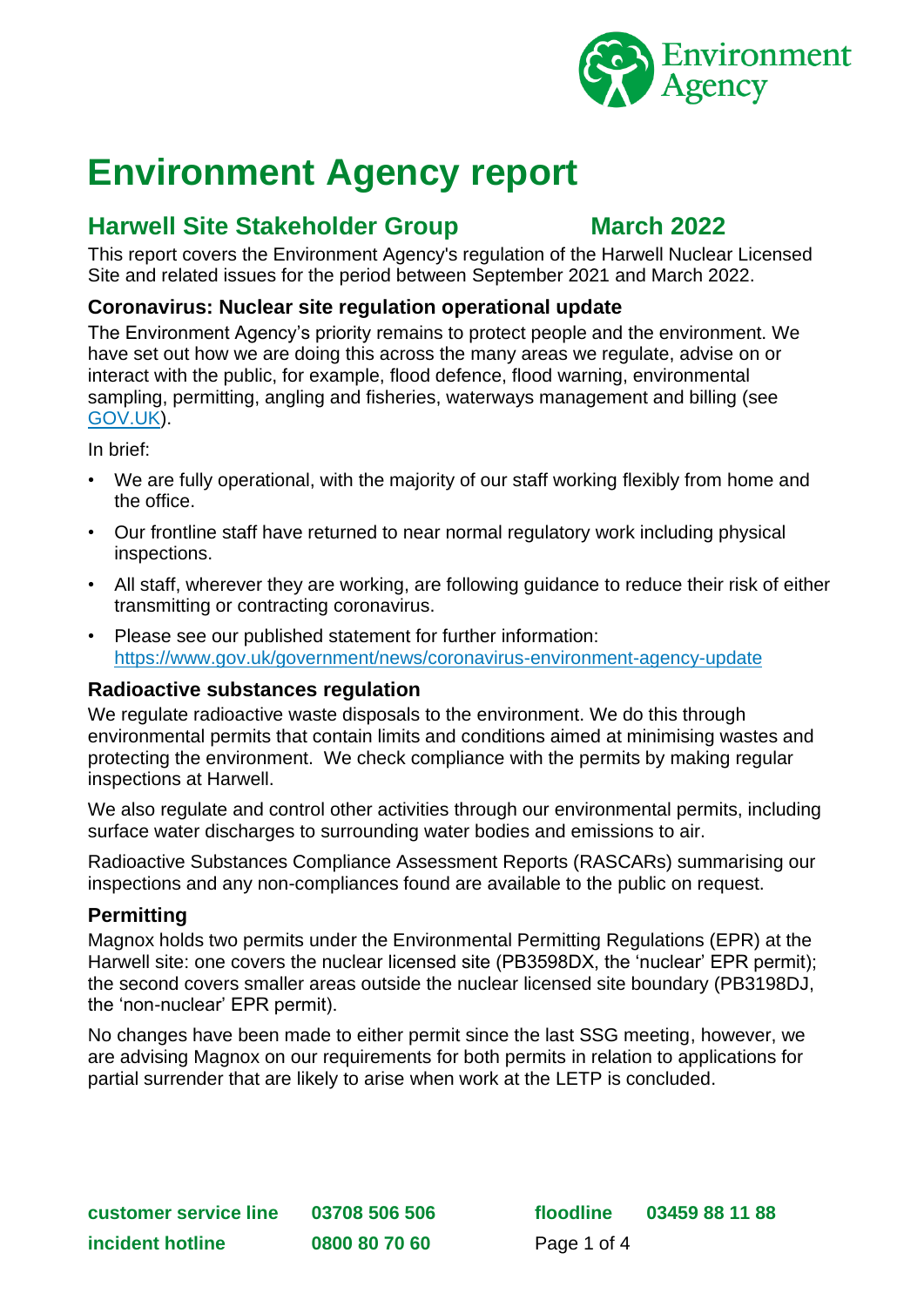# Environment Agency report

## Harwell Site Stakeholder Group March 2022

This report covers the Environment Agency's regulation of the Harwell Nuclear Licensed Site and related issues for the period between September 2021 and March 2022.

### Coronavirus: Nuclear site regulation operational update

The Environment Agency's priority remains to protect people and the environment. We have set out how we are doing this across the many areas we regulate, advise on or interact with the public, for example, flood defence, flood warning, environmental sampling, permitting, angling and fisheries, waterways management and billing (see GOV.UK).

In brief:

- We are fully operational, with the majority of our staff working flexibly from home and the office.
- Our frontline staff have returned to near normal regulatory work including physical inspections.
- All staff, wherever they are working, are following guidance to reduce their risk of either transmitting or contracting coronavirus.
- Please see our published statement for further information: https://www.gov.uk/government/news/coronavirus-environment-agency-update

### Radioactive substances regulation

We regulate radioactive waste disposals to the environment. We do this through environmental permits that contain limits and conditions aimed at minimising wastes and protecting the environment. We check compliance with the permits by making regular inspections at Harwell.

We also regulate and control other activities through our environmental permits, including surface water discharges to surrounding water bodies and emissions to air.

Radioactive Substances Compliance Assessment Reports (RASCARs) summarising our inspections and any non-compliances found are available to the public on request.

### Permitting

Magnox holds two permits under the Environmental Permitting Regulations (EPR) at the Harwell site: one covers the nuclear licensed site (PB3598DX, the 'nuclear' EPR permit); the second covers smaller areas outside the nuclear licensed site boundary (PB3198DJ, the 'non-nuclear' EPR permit).

No changes have been made to either permit since the last SSG meeting, however, we are advising Magnox on our requirements for both permits in relation to applications for partial surrender that are likely to arise when work at the LETP is concluded.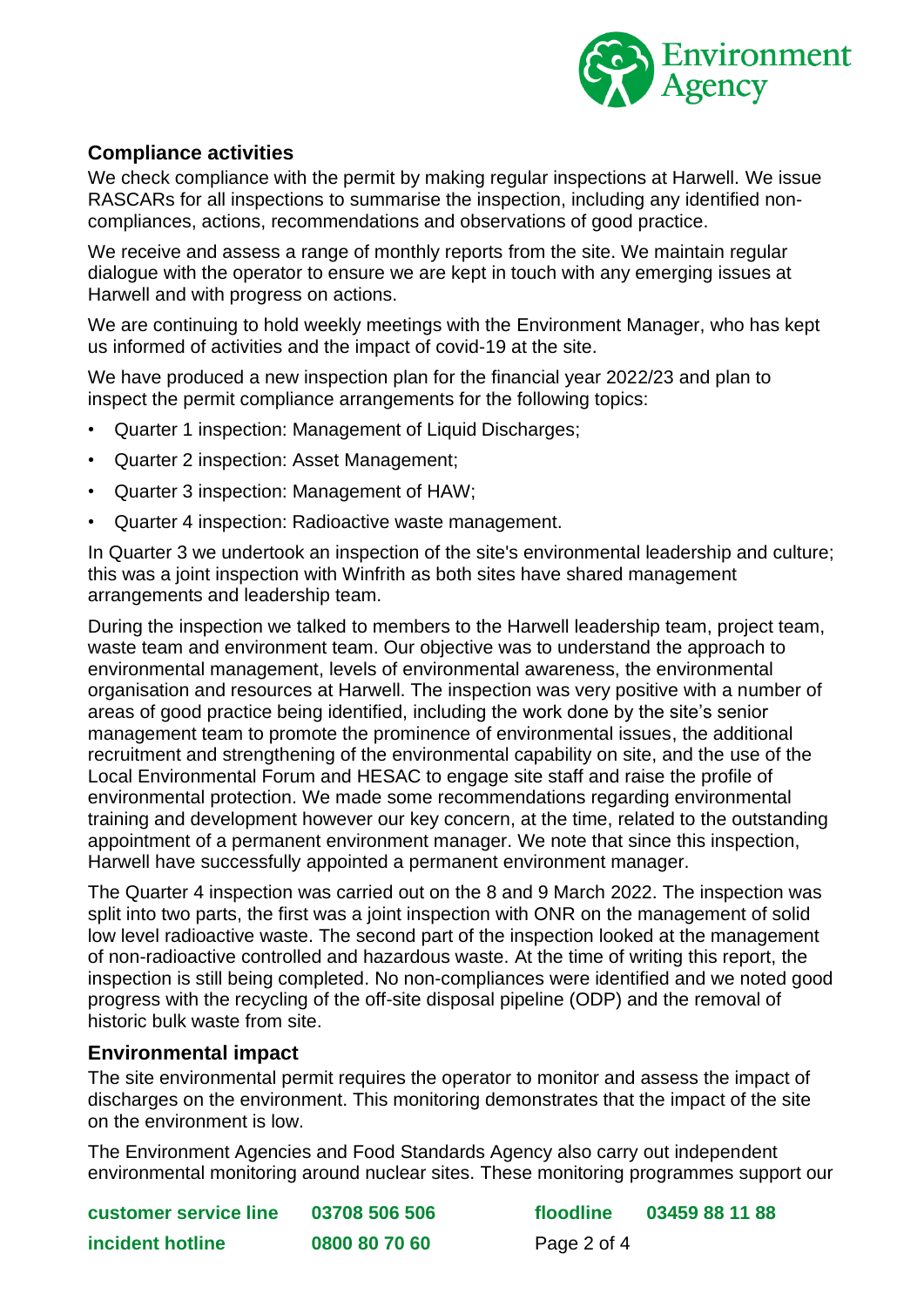## Compliance activities

We check compliance with the permit by making regular inspections at Harwell. We issue RASCARs for all inspections to summarise the inspection, including any identified non-compliances, actions, recommendations and observations of good practice.

We receive and assess a range of monthly reports from the site. We maintain regular dialogue with the operator to ensure we are kept in touch with any emerging issues at Harwell and with progress on actions.

We are continuing to hold weekly meetings with the Environment Manager, who has kept us informed of activities and the impact of covid-19 at the site.

We have produced a new inspection plan for the financial year 2022/23 and plan to inspect the permit compliance arrangements for the following topics:

- Quarter 1 inspection: Management of Liquid Discharges;
- Quarter 2 inspection: Asset Management;
- Quarter 3 inspection: Management of HAW;
- Quarter 4 inspection: Radioactive waste management.

In Quarter 3 we undertook an inspection of the site's environmental leadership and culture; this was a joint inspection with Winfrith as both sites have shared management arrangements and leadership team.

During the inspection we talked to members to the Harwell leadership team, project team, waste team and environment team. Our objective was to understand the approach to environmental management, levels of environmental awareness, the environmental organisation and resources at Harwell. The inspection was very positive with a number of areas of good practice being identified, including the work done by the site's senior management team to promote the prominence of environmental issues, the additional recruitment and strengthening of the environmental capability on site, and the use of the Local Environmental Forum and HESAC to engage site staff and raise the profile of environmental protection. We made some recommendations regarding environmental training and development however our key concern, at the time, related to the outstanding appointment of a permanent environment manager. We note that since this inspection, Harwell have successfully appointed a permanent environment manager.

The Quarter 4 inspection was carried out on the 8 and 9 March 2022. The inspection was split into two parts, the first was a joint inspection with ONR on the management of solid low level radioactive waste. The second part of the inspection looked at the management of non-radioactive controlled and hazardous waste. At the time of writing this report, the inspection is still being completed. No non-compliances were identified and we noted good progress with the recycling of the off-site disposal pipeline (ODP) and the removal of historic bulk waste from site.

## Environmental impact

The site environmental permit requires the operator to monitor and assess the impact of discharges on the environment. This monitoring demonstrates that the impact of the site on the environment is low.

The Environment Agencies and Food Standards Agency also carry out independent environmental monitoring around nuclear sites. These monitoring programmes support our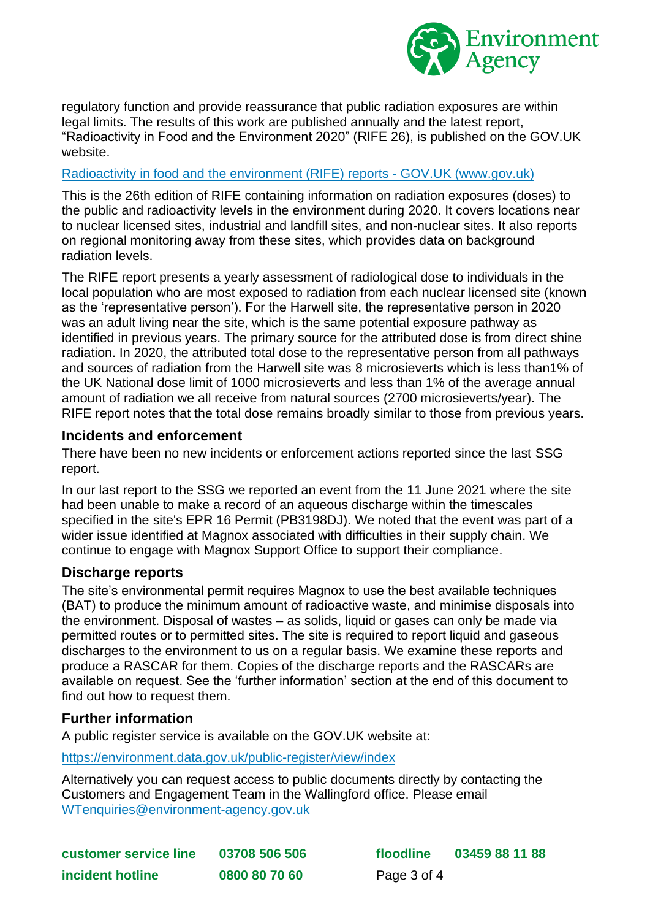regulatory function and provide reassurance that public radiation exposures are within legal limits. The results of this work are published annually and the latest report, "Radioactivity in Food and the Environment 2020" (RIFE 26), is published on the GOV.UK website.

[Radioactivity in food and the environment (RIFE) reports - GOV.UK (www.gov.uk)](https://www.gov.uk)

This is the 26th edition of RIFE containing information on radiation exposures (doses) to the public and radioactivity levels in the environment during 2020. It covers locations near to nuclear licensed sites, industrial and landfill sites, and non-nuclear sites. It also reports on regional monitoring away from these sites, which provides data on background radiation levels.

The RIFE report presents a yearly assessment of radiological dose to individuals in the local population who are most exposed to radiation from each nuclear licensed site (known as the 'representative person'). For the Harwell site, the representative person in 2020 was an adult living near the site, which is the same potential exposure pathway as identified in previous years. The primary source for the attributed dose is from direct shine radiation. In 2020, the attributed total dose to the representative person from all pathways and sources of radiation from the Harwell site was 8 microsieverts which is less than1% of the UK National dose limit of 1000 microsieverts and less than 1% of the average annual amount of radiation we all receive from natural sources (2700 microsieverts/year). The RIFE report notes that the total dose remains broadly similar to those from previous years.

## Incidents and enforcement

There have been no new incidents or enforcement actions reported since the last SSG report.

In our last report to the SSG we reported an event from the 11 June 2021 where the site had been unable to make a record of an aqueous discharge within the timescales specified in the site's EPR 16 Permit (PB3198DJ). We noted that the event was part of a wider issue identified at Magnox associated with difficulties in their supply chain. We continue to engage with Magnox Support Office to support their compliance.

## Discharge reports

The site's environmental permit requires Magnox to use the best available techniques (BAT) to produce the minimum amount of radioactive waste, and minimise disposals into the environment. Disposal of wastes – as solids, liquid or gases can only be made via permitted routes or to permitted sites. The site is required to report liquid and gaseous discharges to the environment to us on a regular basis. We examine these reports and produce a RASCAR for them. Copies of the discharge reports and the RASCARs are available on request. See the 'further information' section at the end of this document to find out how to request them.

## Further information

A public register service is available on the GOV.UK website at:

https://environment.data.gov.uk/public-register/view/index

Alternatively you can request access to public documents directly by contacting the Customers and Engagement Team in the Wallingford office. Please email WTenquiries@environment-agency.gov.uk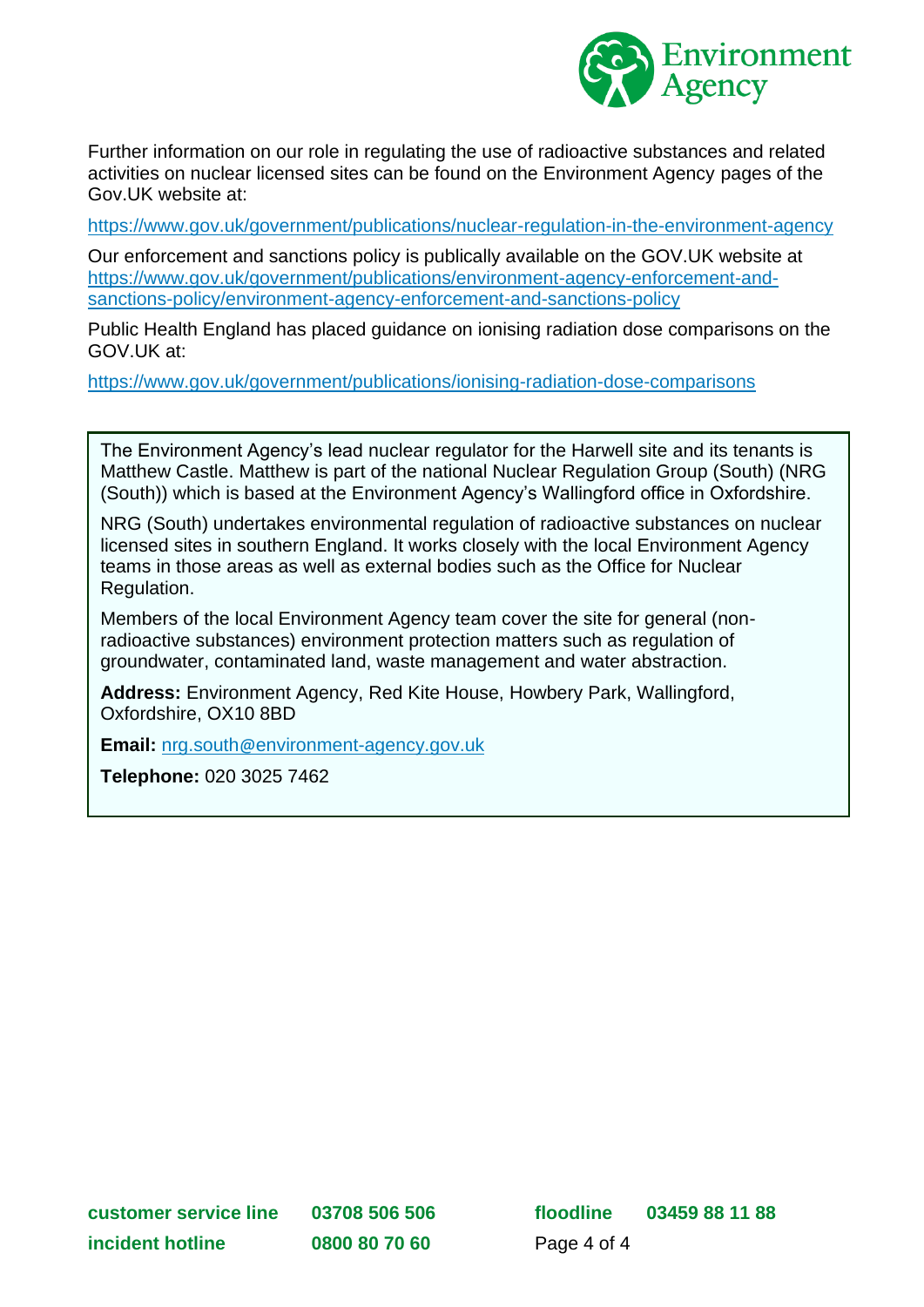Further information on our role in regulating the use of radioactive substances and related activities on nuclear licensed sites can be found on the Environment Agency pages of the Gov.UK website at:

https://www.gov.uk/government/publications/nuclear-regulation-in-the-environment-agency

Our enforcement and sanctions policy is publically available on the GOV.UK website at https://www.gov.uk/government/publications/environment-agency-enforcement-and-sanctions-policy/environment-agency-enforcement-and-sanctions-policy

Public Health England has placed guidance on ionising radiation dose comparisons on the GOV.UK at:

https://www.gov.uk/government/publications/ionising-radiation-dose-comparisons

The Environment Agency's lead nuclear regulator for the Harwell site and its tenants is Matthew Castle. Matthew is part of the national Nuclear Regulation Group (South) (NRG (South)) which is based at the Environment Agency's Wallingford office in Oxfordshire.

NRG (South) undertakes environmental regulation of radioactive substances on nuclear licensed sites in southern England. It works closely with the local Environment Agency teams in those areas as well as external bodies such as the Office for Nuclear Regulation.

Members of the local Environment Agency team cover the site for general (non-radioactive substances) environment protection matters such as regulation of groundwater, contaminated land, waste management and water abstraction.

**Address:** Environment Agency, Red Kite House, Howbery Park, Wallingford, Oxfordshire, OX10 8BD

**Email:** nrg.south@environment-agency.gov.uk

**Telephone:** 020 3025 7462